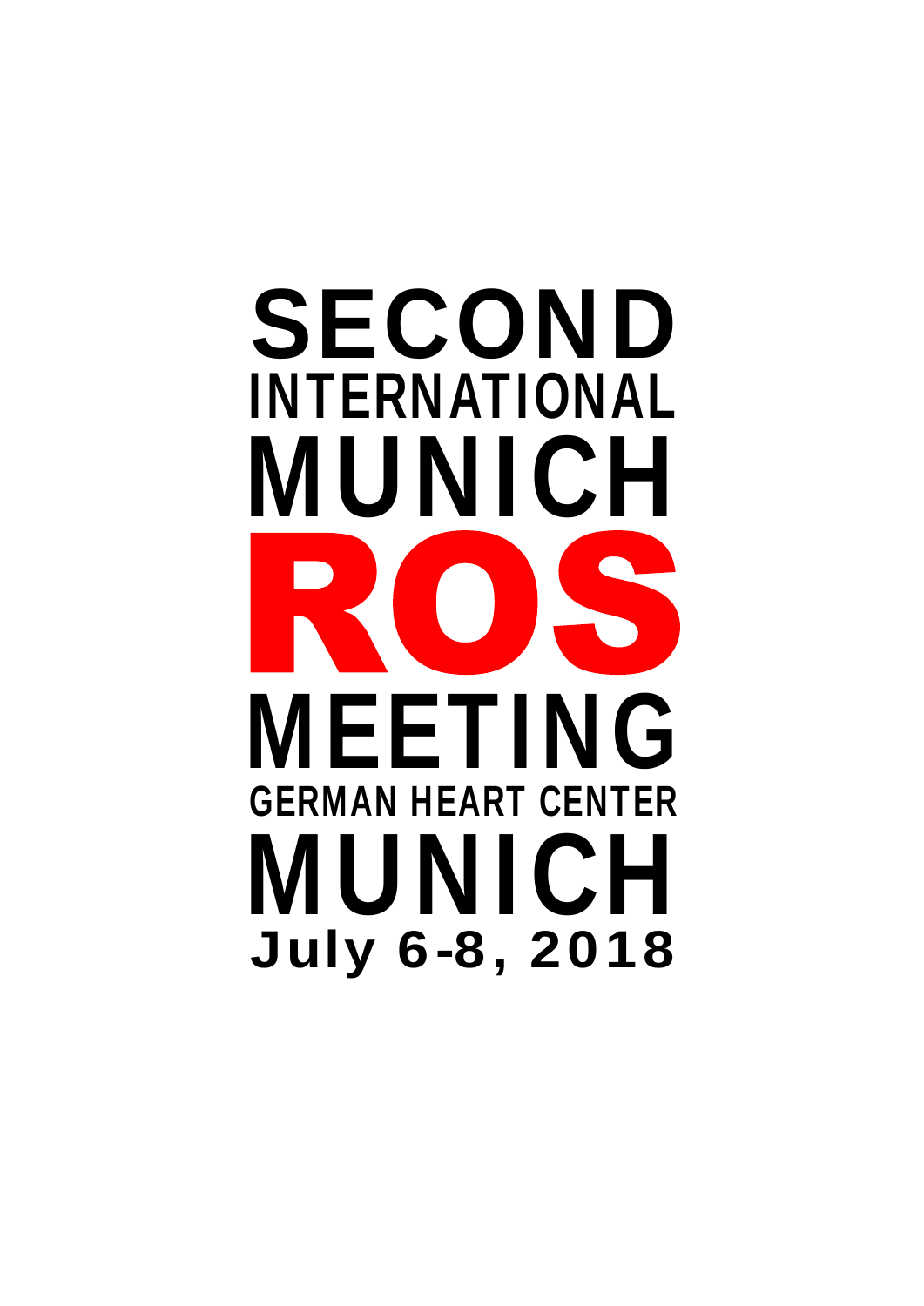# SECOND INTERNATIONAL MUNICH ROS MEETING

## GERMAN HEART CENTER MUNICH

**July 6-8, 2018**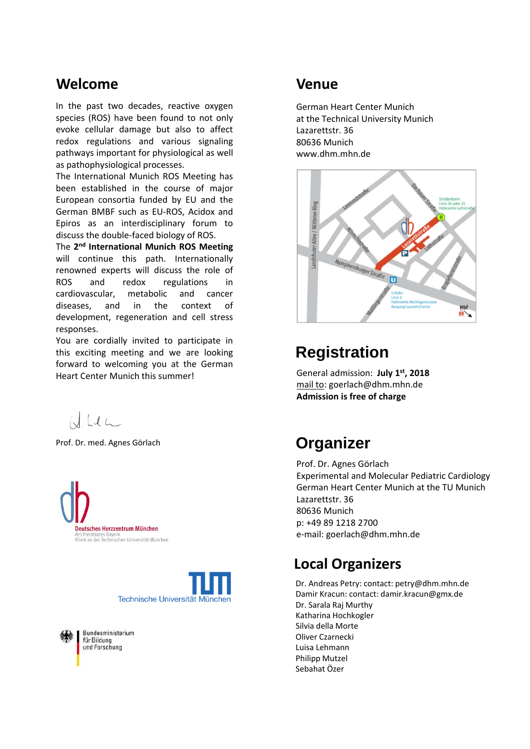## Welcome

In the past two decades, reactive oxygen species (ROS) have been found to not only evoke cellular damage but also to affect redox regulations and various signaling pathways important for physiological as well as pathophysiological processes.
The International Munich ROS Meeting has been established in the course of major European consortia funded by EU and the German BMBF such as EU-ROS, Acidox and Epiros as an interdisciplinary forum to discuss the double-faced biology of ROS.
The **2nd International Munich ROS Meeting** will continue this path. Internationally renowned experts will discuss the role of ROS and redox regulations in cardiovascular, metabolic and cancer diseases, and in the context of development, regeneration and cell stress responses.
You are cordially invited to participate in this exciting meeting and we are looking forward to welcoming you at the German Heart Center Munich this summer!

Prof. Dr. med. Agnes Görlach

Deutsches Herzzentrum München
des Freistaates Bayern
Klinik an der Technischen Universität München

Technische Universität München

Bundesministerium für Bildung und Forschung

## Venue

German Heart Center Munich
at the Technical University Munich
Lazarettstr. 36
80636 Munich
www.dhm.mhn.de

## Registration

General admission: **July 1st, 2018**
mail to: goerlach@dhm.mhn.de
**Admission is free of charge**

## Organizer

Prof. Dr. Agnes Görlach
Experimental and Molecular Pediatric Cardiology
German Heart Center Munich at the TU Munich
Lazarettstr. 36
80636 Munich
p: +49 89 1218 2700
e-mail: goerlach@dhm.mhn.de

## Local Organizers

Dr. Andreas Petry: contact: petry@dhm.mhn.de
Damir Kracun: contact: damir.kracun@gmx.de
Dr. Sarala Raj Murthy
Katharina Hochkogler
Silvia della Morte
Oliver Czarnecki
Luisa Lehmann
Philipp Mutzel
Sebahat Özer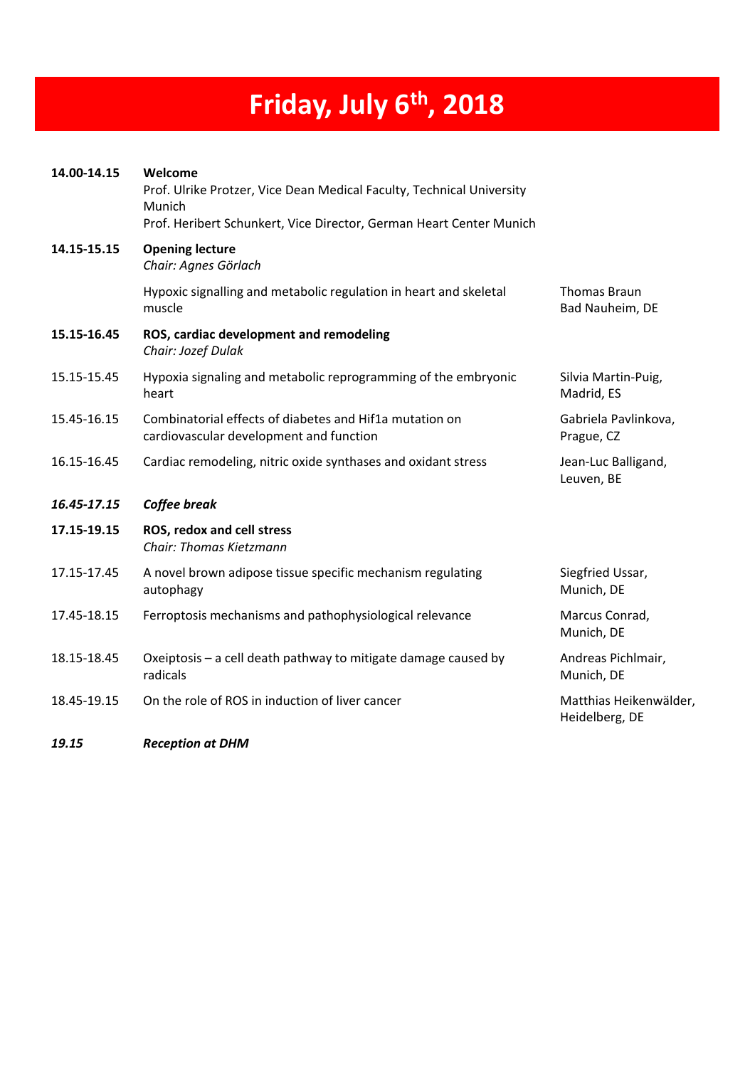# Friday, July 6th, 2018

| | | |
|---|---|---|
| **14.00-14.15** | **Welcome**<br>Prof. Ulrike Protzer, Vice Dean Medical Faculty, Technical University Munich<br>Prof. Heribert Schunkert, Vice Director, German Heart Center Munich | |
| **14.15-15.15** | **Opening lecture**<br>*Chair: Agnes Görlach* | |
| | Hypoxic signalling and metabolic regulation in heart and skeletal muscle | Thomas Braun<br>Bad Nauheim, DE |
| **15.15-16.45** | **ROS, cardiac development and remodeling**<br>*Chair: Jozef Dulak* | |
| 15.15-15.45 | Hypoxia signaling and metabolic reprogramming of the embryonic heart | Silvia Martin-Puig,<br>Madrid, ES |
| 15.45-16.15 | Combinatorial effects of diabetes and Hif1a mutation on cardiovascular development and function | Gabriela Pavlinkova,<br>Prague, CZ |
| 16.15-16.45 | Cardiac remodeling, nitric oxide synthases and oxidant stress | Jean-Luc Balligand,<br>Leuven, BE |
| ***16.45-17.15*** | ***Coffee break*** | |
| **17.15-19.15** | **ROS, redox and cell stress**<br>*Chair: Thomas Kietzmann* | |
| 17.15-17.45 | A novel brown adipose tissue specific mechanism regulating autophagy | Siegfried Ussar,<br>Munich, DE |
| 17.45-18.15 | Ferroptosis mechanisms and pathophysiological relevance | Marcus Conrad,<br>Munich, DE |
| 18.15-18.45 | Oxeiptosis – a cell death pathway to mitigate damage caused by radicals | Andreas Pichlmair,<br>Munich, DE |
| 18.45-19.15 | On the role of ROS in induction of liver cancer | Matthias Heikenwälder,<br>Heidelberg, DE |
| ***19.15*** | ***Reception at DHM*** | |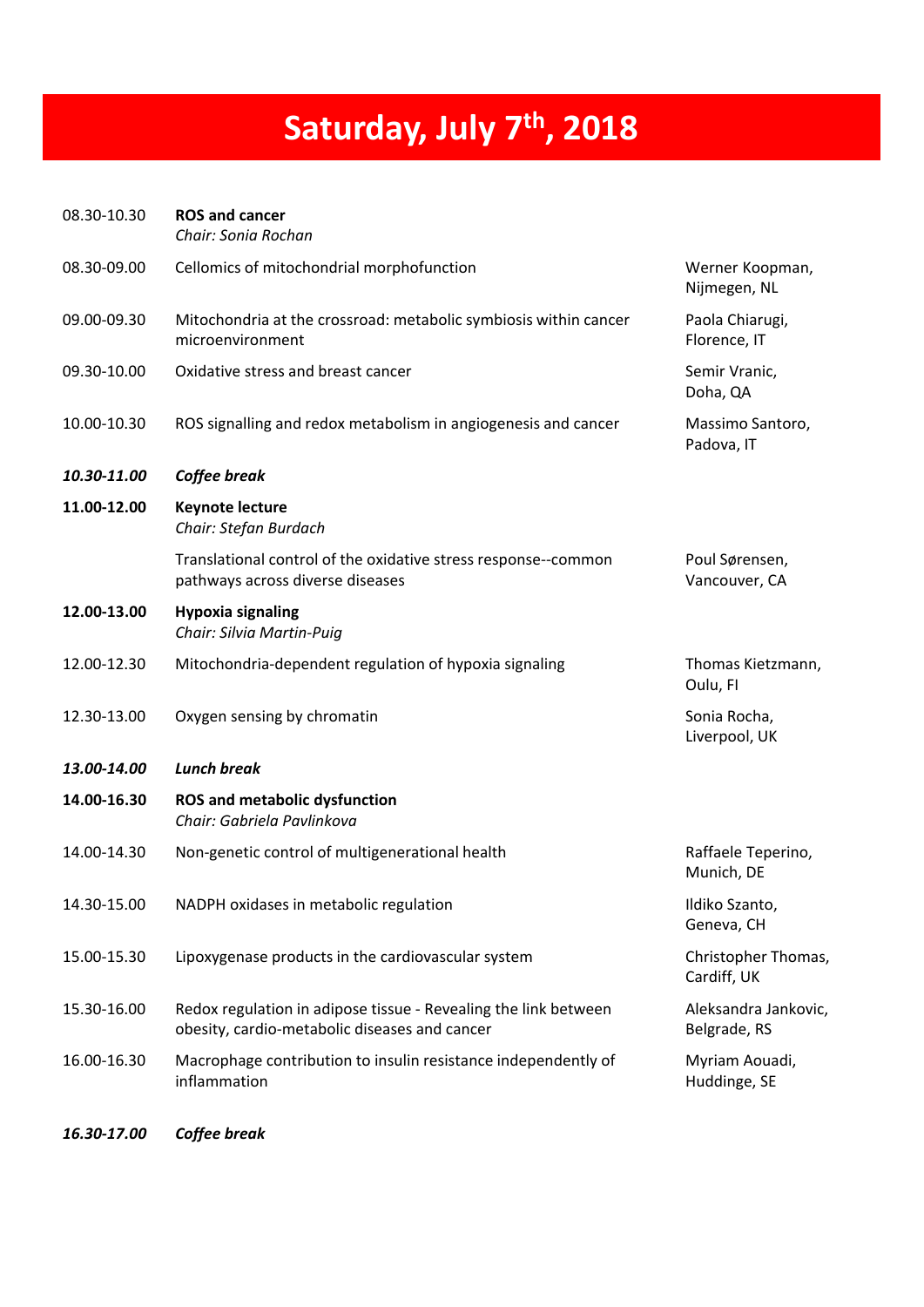# Saturday, July 7th, 2018

| | | |
|---|---|---|
| 08.30-10.30 | **ROS and cancer**<br>*Chair: Sonia Rochan* | |
| 08.30-09.00 | Cellomics of mitochondrial morphofunction | Werner Koopman, Nijmegen, NL |
| 09.00-09.30 | Mitochondria at the crossroad: metabolic symbiosis within cancer microenvironment | Paola Chiarugi, Florence, IT |
| 09.30-10.00 | Oxidative stress and breast cancer | Semir Vranic, Doha, QA |
| 10.00-10.30 | ROS signalling and redox metabolism in angiogenesis and cancer | Massimo Santoro, Padova, IT |
| ***10.30-11.00*** | ***Coffee break*** | |
| **11.00-12.00** | **Keynote lecture**<br>*Chair: Stefan Burdach* | |
| | Translational control of the oxidative stress response--common pathways across diverse diseases | Poul Sørensen, Vancouver, CA |
| **12.00-13.00** | **Hypoxia signaling**<br>*Chair: Silvia Martin-Puig* | |
| 12.00-12.30 | Mitochondria-dependent regulation of hypoxia signaling | Thomas Kietzmann, Oulu, FI |
| 12.30-13.00 | Oxygen sensing by chromatin | Sonia Rocha, Liverpool, UK |
| ***13.00-14.00*** | ***Lunch break*** | |
| **14.00-16.30** | **ROS and metabolic dysfunction**<br>*Chair: Gabriela Pavlinkova* | |
| 14.00-14.30 | Non-genetic control of multigenerational health | Raffaele Teperino, Munich, DE |
| 14.30-15.00 | NADPH oxidases in metabolic regulation | Ildiko Szanto, Geneva, CH |
| 15.00-15.30 | Lipoxygenase products in the cardiovascular system | Christopher Thomas, Cardiff, UK |
| 15.30-16.00 | Redox regulation in adipose tissue - Revealing the link between obesity, cardio-metabolic diseases and cancer | Aleksandra Jankovic, Belgrade, RS |
| 16.00-16.30 | Macrophage contribution to insulin resistance independently of inflammation | Myriam Aouadi, Huddinge, SE |
| ***16.30-17.00*** | ***Coffee break*** | |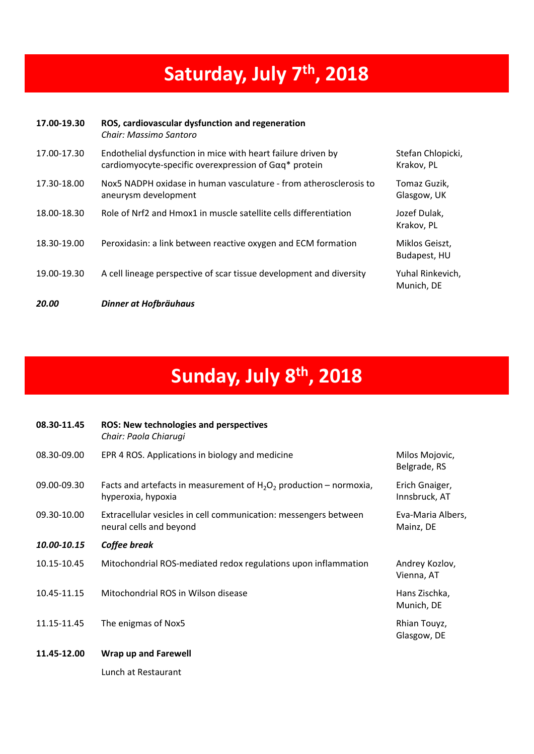# Saturday, July 7th, 2018

| | | |
|---|---|---|
| **17.00-19.30** | **ROS, cardiovascular dysfunction and regeneration**<br>*Chair: Massimo Santoro* | |
| 17.00-17.30 | Endothelial dysfunction in mice with heart failure driven by cardiomyocyte-specific overexpression of Gαq* protein | Stefan Chlopicki, Krakov, PL |
| 17.30-18.00 | Nox5 NADPH oxidase in human vasculature - from atherosclerosis to aneurysm development | Tomaz Guzik, Glasgow, UK |
| 18.00-18.30 | Role of Nrf2 and Hmox1 in muscle satellite cells differentiation | Jozef Dulak, Krakov, PL |
| 18.30-19.00 | Peroxidasin: a link between reactive oxygen and ECM formation | Miklos Geiszt, Budapest, HU |
| 19.00-19.30 | A cell lineage perspective of scar tissue development and diversity | Yuhal Rinkevich, Munich, DE |
| ***20.00*** | ***Dinner at Hofbräuhaus*** | |

# Sunday, July 8th, 2018

| | | |
|---|---|---|
| **08.30-11.45** | **ROS: New technologies and perspectives**<br>*Chair: Paola Chiarugi* | |
| 08.30-09.00 | EPR 4 ROS. Applications in biology and medicine | Milos Mojovic, Belgrade, RS |
| 09.00-09.30 | Facts and artefacts in measurement of $H_2O_2$ production – normoxia, hyperoxia, hypoxia | Erich Gnaiger, Innsbruck, AT |
| 09.30-10.00 | Extracellular vesicles in cell communication: messengers between neural cells and beyond | Eva-Maria Albers, Mainz, DE |
| ***10.00-10.15*** | ***Coffee break*** | |
| 10.15-10.45 | Mitochondrial ROS-mediated redox regulations upon inflammation | Andrey Kozlov, Vienna, AT |
| 10.45-11.15 | Mitochondrial ROS in Wilson disease | Hans Zischka, Munich, DE |
| 11.15-11.45 | The enigmas of Nox5 | Rhian Touyz, Glasgow, DE |
| **11.45-12.00** | **Wrap up and Farewell** | |
| | Lunch at Restaurant | |